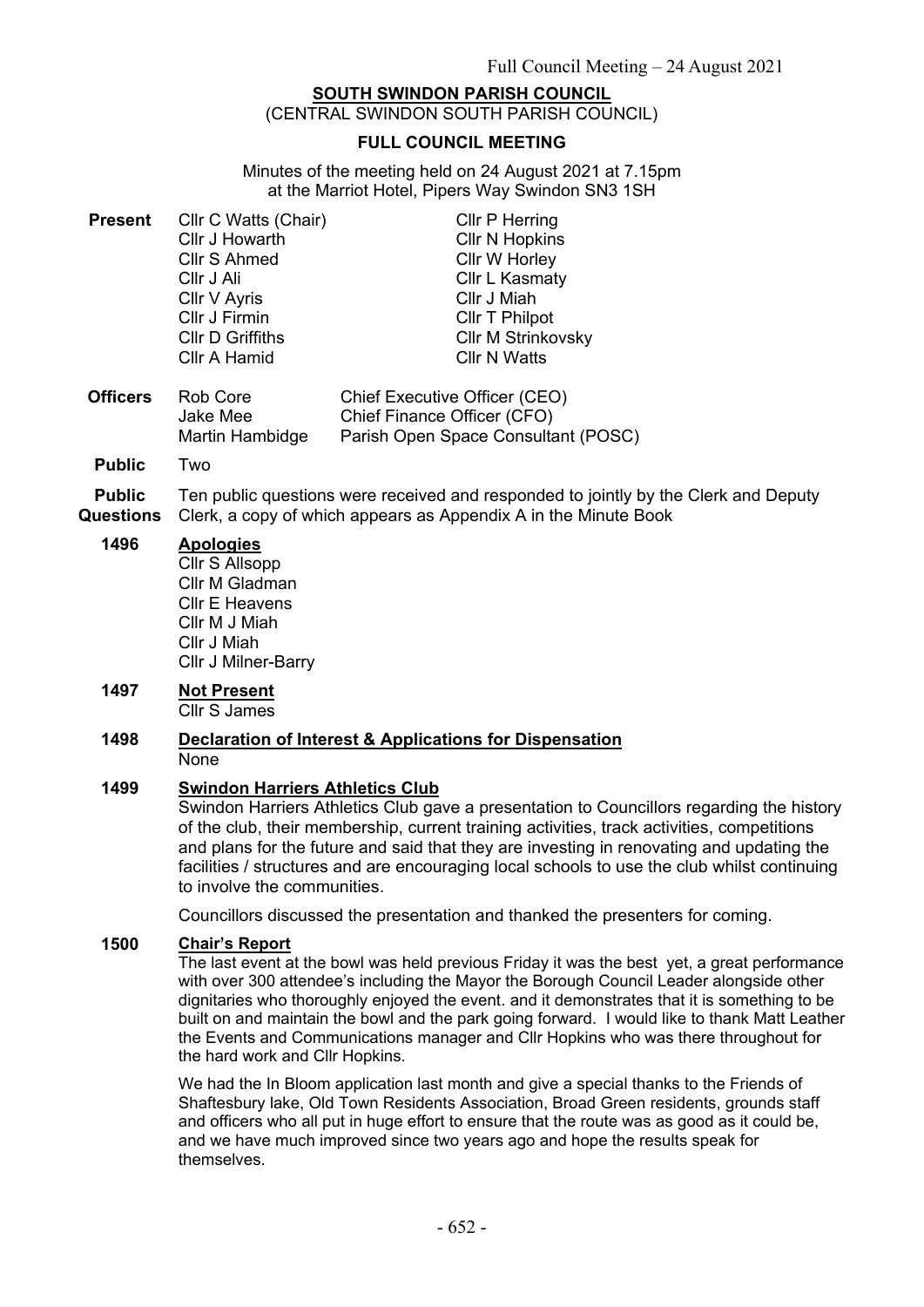# SOUTH SWINDON PARISH COUNCIL

(CENTRAL SWINDON SOUTH PARISH COUNCIL)

## FULL COUNCIL MEETING

Minutes of the meeting held on 24 August 2021 at 7.15pm at the Marriot Hotel, Pipers Way Swindon SN3 1SH

**Present**

| | |
|---|---|
| Cllr C Watts (Chair) | Cllr P Herring |
| Cllr J Howarth | Cllr N Hopkins |
| Cllr S Ahmed | Cllr W Horley |
| Cllr J Ali | Cllr L Kasmaty |
| Cllr V Ayris | Cllr J Miah |
| Cllr J Firmin | Cllr T Philpot |
| Cllr D Griffiths | Cllr M Strinkovsky |
| Cllr A Hamid | Cllr N Watts |

**Officers**

| | |
|---|---|
| Rob Core | Chief Executive Officer (CEO) |
| Jake Mee | Chief Finance Officer (CFO) |
| Martin Hambidge | Parish Open Space Consultant (POSC) |

**Public** Two

**Public Questions** Ten public questions were received and responded to jointly by the Clerk and Deputy Clerk, a copy of which appears as Appendix A in the Minute Book

**1496 Apologies**

Cllr S Allsopp
Cllr M Gladman
Cllr E Heavens
Cllr M J Miah
Cllr J Miah
Cllr J Milner-Barry

**1497 Not Present**

Cllr S James

**1498 Declaration of Interest & Applications for Dispensation**

None

**1499 Swindon Harriers Athletics Club**

Swindon Harriers Athletics Club gave a presentation to Councillors regarding the history of the club, their membership, current training activities, track activities, competitions and plans for the future and said that they are investing in renovating and updating the facilities / structures and are encouraging local schools to use the club whilst continuing to involve the communities.

Councillors discussed the presentation and thanked the presenters for coming.

**1500 Chair's Report**

The last event at the bowl was held previous Friday it was the best yet, a great performance with over 300 attendee's including the Mayor the Borough Council Leader alongside other dignitaries who thoroughly enjoyed the event. and it demonstrates that it is something to be built on and maintain the bowl and the park going forward. I would like to thank Matt Leather the Events and Communications manager and Cllr Hopkins who was there throughout for the hard work and Cllr Hopkins.

We had the In Bloom application last month and give a special thanks to the Friends of Shaftesbury lake, Old Town Residents Association, Broad Green residents, grounds staff and officers who all put in huge effort to ensure that the route was as good as it could be, and we have much improved since two years ago and hope the results speak for themselves.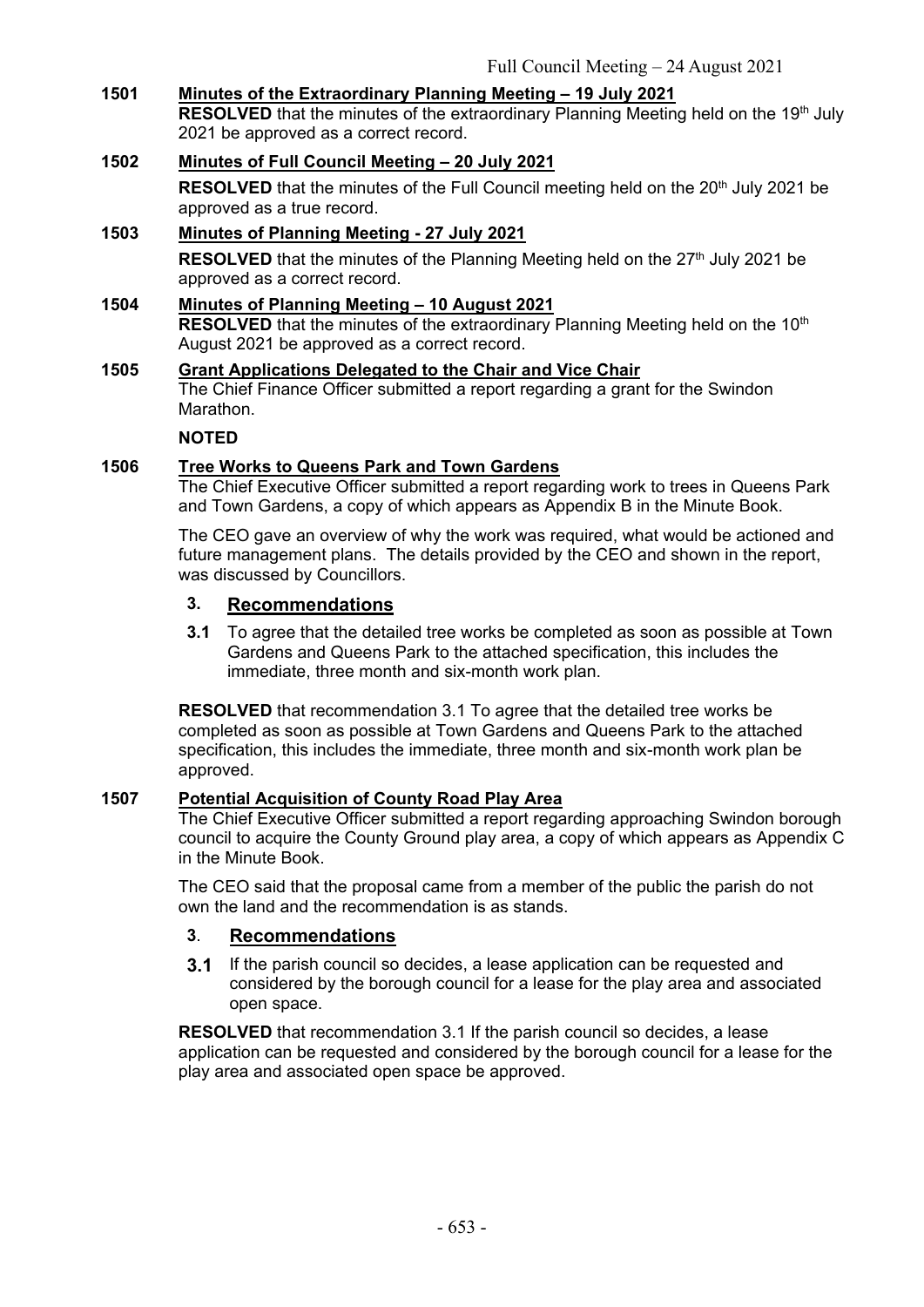**1501 Minutes of the Extraordinary Planning Meeting – 19 July 2021**

**RESOLVED** that the minutes of the extraordinary Planning Meeting held on the 19th July 2021 be approved as a correct record.

**1502 Minutes of Full Council Meeting – 20 July 2021**

**RESOLVED** that the minutes of the Full Council meeting held on the 20th July 2021 be approved as a true record.

**1503 Minutes of Planning Meeting - 27 July 2021**

**RESOLVED** that the minutes of the Planning Meeting held on the 27th July 2021 be approved as a correct record.

**1504 Minutes of Planning Meeting – 10 August 2021**

**RESOLVED** that the minutes of the extraordinary Planning Meeting held on the 10th August 2021 be approved as a correct record.

**1505 Grant Applications Delegated to the Chair and Vice Chair**

The Chief Finance Officer submitted a report regarding a grant for the Swindon Marathon.

**NOTED**

**1506 Tree Works to Queens Park and Town Gardens**

The Chief Executive Officer submitted a report regarding work to trees in Queens Park and Town Gardens, a copy of which appears as Appendix B in the Minute Book.

The CEO gave an overview of why the work was required, what would be actioned and future management plans. The details provided by the CEO and shown in the report, was discussed by Councillors.

**3. Recommendations**

**3.1** To agree that the detailed tree works be completed as soon as possible at Town Gardens and Queens Park to the attached specification, this includes the immediate, three month and six-month work plan.

**RESOLVED** that recommendation 3.1 To agree that the detailed tree works be completed as soon as possible at Town Gardens and Queens Park to the attached specification, this includes the immediate, three month and six-month work plan be approved.

**1507 Potential Acquisition of County Road Play Area**

The Chief Executive Officer submitted a report regarding approaching Swindon borough council to acquire the County Ground play area, a copy of which appears as Appendix C in the Minute Book.

The CEO said that the proposal came from a member of the public the parish do not own the land and the recommendation is as stands.

**3. Recommendations**

**3.1** If the parish council so decides, a lease application can be requested and considered by the borough council for a lease for the play area and associated open space.

**RESOLVED** that recommendation 3.1 If the parish council so decides, a lease application can be requested and considered by the borough council for a lease for the play area and associated open space be approved.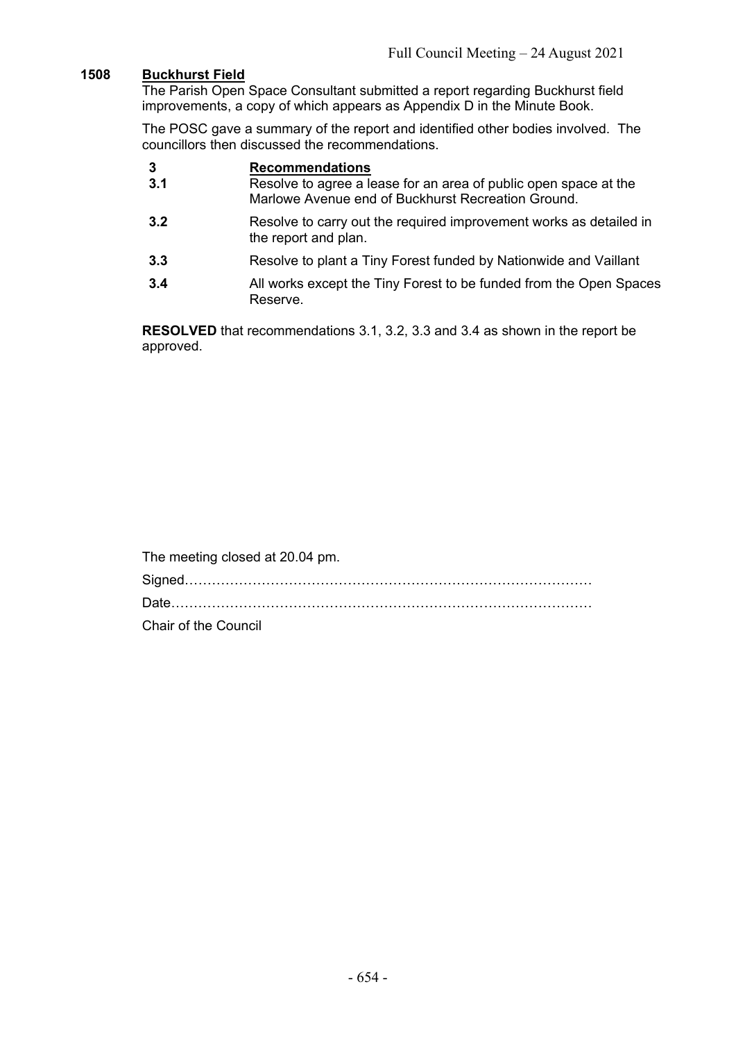## 1508 Buckhurst Field

The Parish Open Space Consultant submitted a report regarding Buckhurst field improvements, a copy of which appears as Appendix D in the Minute Book.

The POSC gave a summary of the report and identified other bodies involved. The councillors then discussed the recommendations.

**3 Recommendations**

**3.1** Resolve to agree a lease for an area of public open space at the Marlowe Avenue end of Buckhurst Recreation Ground.

**3.2** Resolve to carry out the required improvement works as detailed in the report and plan.

**3.3** Resolve to plant a Tiny Forest funded by Nationwide and Vaillant

**3.4** All works except the Tiny Forest to be funded from the Open Spaces Reserve.

**RESOLVED** that recommendations 3.1, 3.2, 3.3 and 3.4 as shown in the report be approved.

The meeting closed at 20.04 pm.

Signed………………………………………………………………………………

Date…………………………………………………………………………………

Chair of the Council